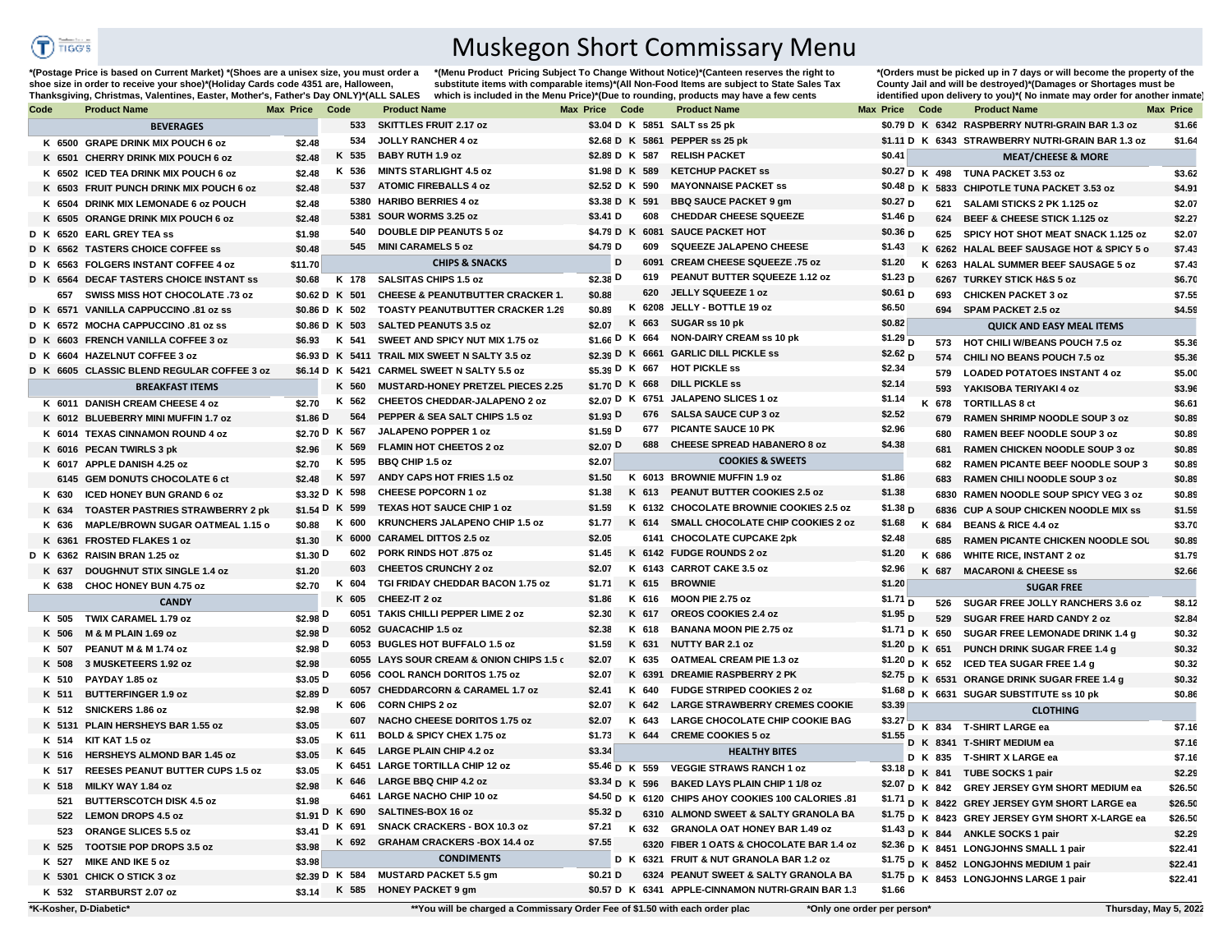# Muskegon Short Commissary Menu

*(Postage Price is based on Current Market) *(Shoes are a unisex size, you must order a shoe size in order to receive your shoe)*(Holiday Cards code 4351 are, Halloween, Thanksgiving, Christmas, Valentines, Easter, Mother's, Father's Day ONLY)*(ALL SALES

*(Menu Product Pricing Subject To Change Without Notice)*(Canteen reserves the right to substitute items with comparable items)*(All Non-Food Items are subject to State Sales Tax which is included in the Menu Price)*(Due to rounding, products may have a few cents

*(Orders must be picked up in 7 days or will become the property of the County Jail and will be destroyed)*(Damages or Shortages must be identified upon delivery to you)*( No inmate may order for another inmate)

## BEVERAGES

| Code | Product Name | Max Price |
|---|---|---|
| K 6500 | GRAPE DRINK MIX POUCH 6 oz | $2.48 |
| K 6501 | CHERRY DRINK MIX POUCH 6 oz | $2.48 |
| K 6502 | ICED TEA DRINK MIX POUCH 6 oz | $2.48 |
| K 6503 | FRUIT PUNCH DRINK MIX POUCH 6 oz | $2.48 |
| K 6504 | DRINK MIX LEMONADE 6 oz POUCH | $2.48 |
| K 6505 | ORANGE DRINK MIX POUCH 6 oz | $2.48 |
| D K 6520 | EARL GREY TEA ss | $1.98 |
| D K 6562 | TASTERS CHOICE COFFEE ss | $0.48 |
| D K 6563 | FOLGERS INSTANT COFFEE 4 oz | $11.70 |
| D K 6564 | DECAF TASTERS CHOICE INSTANT ss | $0.68 |
| 657 | SWISS MISS HOT CHOCOLATE .73 oz | $0.62 |
| D K 6571 | VANILLA CAPPUCCINO .81 oz ss | $0.86 |
| D K 6572 | MOCHA CAPPUCCINO .81 oz ss | $0.86 |
| D K 6603 | FRENCH VANILLA COFFEE 3 oz | $6.93 |
| D K 6604 | HAZELNUT COFFEE 3 oz | $6.93 |
| D K 6605 | CLASSIC BLEND REGULAR COFFEE 3 oz | $6.14 |

## BREAKFAST ITEMS

| Code | Product Name | Max Price |
|---|---|---|
| K 6011 | DANISH CREAM CHEESE 4 oz | $2.70 |
| K 6012 | BLUEBERRY MINI MUFFIN 1.7 oz | $1.86 |
| K 6014 | TEXAS CINNAMON ROUND 4 oz | $2.70 |
| K 6016 | PECAN TWIRLS 3 pk | $2.96 |
| K 6017 | APPLE DANISH 4.25 oz | $2.70 |
| 6145 | GEM DONUTS CHOCOLATE 6 ct | $2.48 |
| K 630 | ICED HONEY BUN GRAND 6 oz | $3.32 |
| K 634 | TOASTER PASTRIES STRAWBERRY 2 pk | $1.54 |
| K 636 | MAPLE/BROWN SUGAR OATMEAL 1.15 o | $0.88 |
| K 6361 | FROSTED FLAKES 1 oz | $1.30 |
| D K 6362 | RAISIN BRAN 1.25 oz | $1.30 |
| K 637 | DOUGHNUT STIX SINGLE 1.4 oz | $1.20 |
| K 638 | CHOC HONEY BUN 4.75 oz | $2.70 |

## CANDY

| Code | Product Name | Max Price |
|---|---|---|
| K 505 | TWIX CARAMEL 1.79 oz | $2.98 |
| K 506 | M & M PLAIN 1.69 oz | $2.98 |
| K 507 | PEANUT M & M 1.74 oz | $2.98 |
| K 508 | 3 MUSKETEERS 1.92 oz | $2.98 |
| K 510 | PAYDAY 1.85 oz | $3.05 |
| K 511 | BUTTERFINGER 1.9 oz | $2.89 |
| K 512 | SNICKERS 1.86 oz | $2.98 |
| K 5131 | PLAIN HERSHEYS BAR 1.55 oz | $3.05 |
| K 514 | KIT KAT 1.5 oz | $3.05 |
| K 516 | HERSHEYS ALMOND BAR 1.45 oz | $3.05 |
| K 517 | REESES PEANUT BUTTER CUPS 1.5 oz | $3.05 |
| K 518 | MILKY WAY 1.84 oz | $2.98 |
| 521 | BUTTERSCOTCH DISK 4.5 oz | $1.98 |
| 522 | LEMON DROPS 4.5 oz | $1.91 |
| 523 | ORANGE SLICES 5.5 oz | $3.41 |
| K 525 | TOOTSIE POP DROPS 3.5 oz | $3.98 |
| K 527 | MIKE AND IKE 5 oz | $3.98 |
| K 5301 | CHICK O STICK 3 oz | $2.39 |
| K 532 | STARBURST 2.07 oz | $3.14 |
| 533 | SKITTLES FRUIT 2.17 oz | $3.04 |
| 534 | JOLLY RANCHER 4 oz | $2.68 |
| K 535 | BABY RUTH 1.9 oz | $2.89 |
| K 536 | MINTS STARLIGHT 4.5 oz | $1.98 |
| 537 | ATOMIC FIREBALLS 4 oz | $2.52 |
| 5380 | HARIBO BERRIES 4 oz | $3.38 |
| 5381 | SOUR WORMS 3.25 oz | $3.41 |
| 540 | DOUBLE DIP PEANUTS 5 oz | $4.79 |
| 545 | MINI CARAMELS 5 oz | $4.79 |

## CHIPS & SNACKS

| Code | Product Name | Max Price |
|---|---|---|
| K 178 | SALSITAS CHIPS 1.5 oz | $2.38 |
| D K 501 | CHEESE & PEANUTBUTTER CRACKER 1. | $0.88 |
| D K 502 | TOASTY PEANUTBUTTER CRACKER 1.29 | $0.89 |
| D K 503 | SALTED PEANUTS 3.5 oz | $2.07 |
| K 541 | SWEET AND SPICY NUT MIX 1.75 oz | $1.66 |
| D K 5411 | TRAIL MIX SWEET N SALTY 3.5 oz | $2.39 |
| D K 5421 | CARMEL SWEET N SALTY 5.5 oz | $5.39 |
| K 560 | MUSTARD-HONEY PRETZEL PIECES 2.25 | $1.70 |
| K 562 | CHEETOS CHEDDAR-JALAPENO 2 oz | $2.07 |
| 564 | PEPPER & SEA SALT CHIPS 1.5 oz | $1.93 |
| D K 567 | JALAPENO POPPER 1 oz | $1.59 |
| K 569 | FLAMIN HOT CHEETOS 2 oz | $2.07 |
| K 595 | BBQ CHIP 1.5 oz | $2.07 |
| K 597 | ANDY CAPS HOT FRIES 1.5 oz | $1.50 |
| D K 598 | CHEESE POPCORN 1 oz | $1.38 |
| D K 599 | TEXAS HOT SAUCE CHIP 1 oz | $1.59 |
| K 600 | KRUNCHERS JALAPENO CHIP 1.5 oz | $1.77 |
| K 6000 | CARAMEL DITTOS 2.5 oz | $2.05 |
| 602 | PORK RINDS HOT .875 oz | $1.45 |
| 603 | CHEETOS CRUNCHY 2 oz | $2.07 |
| K 604 | TGI FRIDAY CHEDDAR BACON 1.75 oz | $1.71 |
| K 605 | CHEEZ-IT 2 oz | $1.86 |
| 6051 | TAKIS CHILLI PEPPER LIME 2 oz | $2.30 |
| 6052 | GUACACHIP 1.5 oz | $2.38 |
| 6053 | BUGLES HOT BUFFALO 1.5 oz | $1.59 |
| 6055 | LAYS SOUR CREAM & ONION CHIPS 1.5 c | $2.07 |
| 6056 | COOL RANCH DORITOS 1.75 oz | $2.07 |
| 6057 | CHEDDARCORN & CARAMEL 1.7 oz | $2.41 |
| K 606 | CORN CHIPS 2 oz | $2.07 |
| 607 | NACHO CHEESE DORITOS 1.75 oz | $2.07 |
| K 611 | BOLD & SPICY CHEX 1.75 oz | $1.73 |
| K 645 | LARGE PLAIN CHIP 4.2 oz | $3.34 |
| K 6451 | LARGE TORTILLA CHIP 12 oz | $5.46 |
| K 646 | LARGE BBQ CHIP 4.2 oz | $3.34 |
| 6461 | LARGE NACHO CHIP 10 oz | $4.50 |
| D K 690 | SALTINES-BOX 16 oz | $5.32 |
| D K 691 | SNACK CRACKERS - BOX 10.3 oz | $7.21 |
| K 692 | GRAHAM CRACKERS -BOX 14.4 oz | $7.55 |

## CONDIMENTS

| Code | Product Name | Max Price |
|---|---|---|
| D K 584 | MUSTARD PACKET 5.5 gm | $0.21 |
| K 585 | HONEY PACKET 9 gm | $0.57 |
| D K 5851 | SALT ss 25 pk | $0.79 |
| D K 5861 | PEPPER ss 25 pk | $1.11 |
| D K 587 | RELISH PACKET | $0.41 |
| D K 589 | KETCHUP PACKET ss | $0.27 |
| D K 590 | MAYONNAISE PACKET ss | $0.48 |
| D K 591 | BBQ SAUCE PACKET 9 gm | $0.27 |
| D 608 | CHEDDAR CHEESE SQUEEZE | $1.46 |
| D K 6081 | SAUCE PACKET HOT | $0.36 |
| D 609 | SQUEEZE JALAPENO CHEESE | $1.43 |
| D 6091 | CREAM CHEESE SQUEEZE .75 oz | $1.20 |
| D 619 | PEANUT BUTTER SQUEEZE 1.12 oz | $1.23 |
| D 620 | JELLY SQUEEZE 1 oz | $0.61 |
| K 6208 | JELLY - BOTTLE 19 oz | $6.50 |
| K 663 | SUGAR ss 10 pk | $0.82 |
| D K 664 | NON-DAIRY CREAM ss 10 pk | $1.29 |
| D K 6661 | GARLIC DILL PICKLE ss | $2.62 |
| D K 667 | HOT PICKLE ss | $2.34 |
| D K 668 | DILL PICKLE ss | $2.14 |
| D K 6751 | JALAPENO SLICES 1 oz | $1.14 |
| D 676 | SALSA SAUCE CUP 3 oz | $2.52 |
| D 677 | PICANTE SAUCE 10 PK | $2.96 |
| D 688 | CHEESE SPREAD HABANERO 8 oz | $4.38 |

## COOKIES & SWEETS

| Code | Product Name | Max Price |
|---|---|---|
| K 6013 | BROWNIE MUFFIN 1.9 oz | $1.86 |
| K 613 | PEANUT BUTTER COOKIES 2.5 oz | $1.38 |
| K 6132 | CHOCOLATE BROWNIE COOKIES 2.5 oz | $1.38 |
| K 614 | SMALL CHOCOLATE CHIP COOKIES 2 oz | $1.68 |
| 6141 | CHOCOLATE CUPCAKE 2pk | $2.48 |
| K 6142 | FUDGE ROUNDS 2 oz | $1.20 |
| K 6143 | CARROT CAKE 3.5 oz | $2.96 |
| K 615 | BROWNIE | $1.20 |
| K 616 | MOON PIE 2.75 oz | $1.71 |
| K 617 | OREOS COOKIES 2.4 oz | $1.95 |
| K 618 | BANANA MOON PIE 2.75 oz | $1.71 |
| K 631 | NUTTY BAR 2.1 oz | $1.20 |
| K 635 | OATMEAL CREAM PIE 1.3 oz | $1.20 |
| K 6391 | DREAMIE RASPBERRY 2 PK | $2.75 |
| K 640 | FUDGE STRIPED COOKIES 2 oz | $1.68 |
| K 642 | LARGE STRAWBERRY CREMES COOKIE | $3.39 |
| K 643 | LARGE CHOCOLATE CHIP COOKIE BAG | $3.27 |
| K 644 | CREME COOKIES 5 oz | $1.55 |

## HEALTHY BITES

| Code | Product Name | Max Price |
|---|---|---|
| D K 559 | VEGGIE STRAWS RANCH 1 oz | $3.18 |
| D K 596 | BAKED LAYS PLAIN CHIP 1 1/8 oz | $2.07 |
| D K 6120 | CHIPS AHOY COOKIES 100 CALORIES .81 | $1.71 |
| D 6310 | ALMOND SWEET & SALTY GRANOLA BA | $1.75 |
| K 632 | GRANOLA OAT HONEY BAR 1.49 oz | $1.43 |
| 6320 | FIBER 1 OATS & CHOCOLATE BAR 1.4 oz | $2.36 |
| D K 6321 | FRUIT & NUT GRANOLA BAR 1.2 oz | $1.75 |
| 6324 | PEANUT SWEET & SALTY GRANOLA BA | $1.75 |
| D K 6341 | APPLE-CINNAMON NUTRI-GRAIN BAR 1.3 | $1.66 |
| D K 6342 | RASPBERRY NUTRI-GRAIN BAR 1.3 oz | $1.66 |
| D K 6343 | STRAWBERRY NUTRI-GRAIN BAR 1.3 oz | $1.64 |

## MEAT/CHEESE & MORE

| Code | Product Name | Max Price |
|---|---|---|
| D K 498 | TUNA PACKET 3.53 oz | $3.62 |
| D K 5833 | CHIPOTLE TUNA PACKET 3.53 oz | $4.91 |
| D 621 | SALAMI STICKS 2 PK 1.125 oz | $2.07 |
| D 624 | BEEF & CHEESE STICK 1.125 oz | $2.27 |
| D 625 | SPICY HOT SHOT MEAT SNACK 1.125 oz | $2.07 |
| K 6262 | HALAL BEEF SAUSAGE HOT & SPICY 5 o | $7.43 |
| K 6263 | HALAL SUMMER BEEF SAUSAGE 5 oz | $7.43 |
| D 6267 | TURKEY STICK H&S 5 oz | $6.70 |
| D 693 | CHICKEN PACKET 3 oz | $7.55 |
| 694 | SPAM PACKET 2.5 oz | $4.59 |

## QUICK AND EASY MEAL ITEMS

| Code | Product Name | Max Price |
|---|---|---|
| D 573 | HOT CHILI W/BEANS POUCH 7.5 oz | $5.36 |
| D 574 | CHILI NO BEANS POUCH 7.5 oz | $5.36 |
| 579 | LOADED POTATOES INSTANT 4 oz | $5.00 |
| 593 | YAKISOBA TERIYAKI 4 oz | $3.96 |
| K 678 | TORTILLAS 8 ct | $6.61 |
| 679 | RAMEN SHRIMP NOODLE SOUP 3 oz | $0.89 |
| 680 | RAMEN BEEF NOODLE SOUP 3 oz | $0.89 |
| 681 | RAMEN CHICKEN NOODLE SOUP 3 oz | $0.89 |
| 682 | RAMEN PICANTE BEEF NOODLE SOUP 3 | $0.89 |
| 683 | RAMEN CHILI NOODLE SOUP 3 oz | $0.89 |
| 6830 | RAMEN NOODLE SOUP SPICY VEG 3 oz | $0.89 |
| 6836 | CUP A SOUP CHICKEN NOODLE MIX ss | $1.59 |
| K 684 | BEANS & RICE 4.4 oz | $3.70 |
| 685 | RAMEN PICANTE CHICKEN NOODLE SOU | $0.89 |
| K 686 | WHITE RICE, INSTANT 2 oz | $1.79 |
| K 687 | MACARONI & CHEESE ss | $2.66 |

## SUGAR FREE

| Code | Product Name | Max Price |
|---|---|---|
| D 526 | SUGAR FREE JOLLY RANCHERS 3.6 oz | $8.12 |
| D 529 | SUGAR FREE HARD CANDY 2 oz | $2.84 |
| D K 650 | SUGAR FREE LEMONADE DRINK 1.4 g | $0.32 |
| D K 651 | PUNCH DRINK SUGAR FREE 1.4 g | $0.32 |
| D K 652 | ICED TEA SUGAR FREE 1.4 g | $0.32 |
| D K 6531 | ORANGE DRINK SUGAR FREE 1.4 g | $0.32 |
| D K 6631 | SUGAR SUBSTITUTE ss 10 pk | $0.86 |

## CLOTHING

| Code | Product Name | Max Price |
|---|---|---|
| D K 834 | T-SHIRT LARGE ea | $7.16 |
| D K 8341 | T-SHIRT MEDIUM ea | $7.16 |
| D K 835 | T-SHIRT X LARGE ea | $7.16 |
| D K 841 | TUBE SOCKS 1 pair | $2.29 |
| D K 842 | GREY JERSEY GYM SHORT MEDIUM ea | $26.50 |
| D K 8422 | GREY JERSEY GYM SHORT LARGE ea | $26.50 |
| D K 8423 | GREY JERSEY GYM SHORT X-LARGE ea | $26.50 |
| D K 844 | ANKLE SOCKS 1 pair | $2.29 |
| D K 8451 | LONGJOHNS SMALL 1 pair | $22.41 |
| D K 8452 | LONGJOHNS MEDIUM 1 pair | $22.41 |
| D K 8453 | LONGJOHNS LARGE 1 pair | $22.41 |

*K-Kosher, D-Diabetic*

**You will be charged a Commissary Order Fee of $1.50 with each order plac

*Only one order per person*

Thursday, May 5, 2022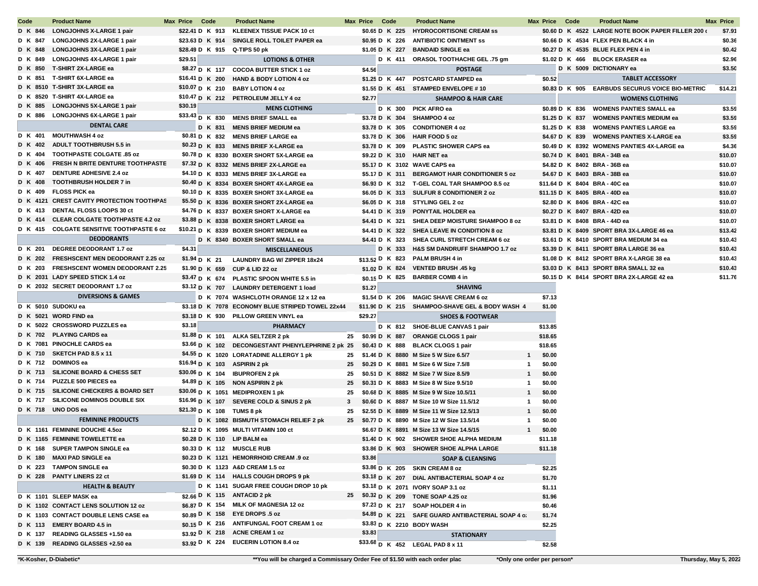| Code | Product Name | Max Price |
|---|---|---|
| D K 846 | LONGJOHNS X-LARGE 1 pair | $22.41 |
| D K 847 | LONGJOHNS 2X-LARGE 1 pair | $23.63 |
| D K 848 | LONGJOHNS 3X-LARGE 1 pair | $28.49 |
| D K 849 | LONGJOHNS 4X-LARGE 1 pair | $29.51 |
| D K 850 | T-SHIRT 2X-LARGE ea | $8.27 |
| D K 851 | T-SHIRT 6X-LARGE ea | $16.41 |
| D K 8510 | T-SHIRT 3X-LARGE ea | $10.07 |
| D K 8520 | T-SHIRT 4X-LARGE ea | $10.47 |
| D K 885 | LONGJOHNS 5X-LARGE 1 pair | $30.19 |
| D K 886 | LONGJOHNS 6X-LARGE 1 pair | $33.43 |
| | **DENTAL CARE** | |
| D K 401 | MOUTHWASH 4 oz | $0.81 |
| D K 402 | ADULT TOOTHBRUSH 5.5 in | $0.23 |
| D K 404 | TOOTHPASTE COLGATE .85 oz | $0.78 |
| D K 406 | FRESH N BRITE DENTURE TOOTHPASTE | $7.32 |
| D K 407 | DENTURE ADHESIVE 2.4 oz | $4.10 |
| D K 408 | TOOTHBRUSH HOLDER 7 in | $0.40 |
| D K 409 | FLOSS PICK ea | $0.10 |
| D K 4121 | CREST CAVITY PROTECTION TOOTHPAS | $5.50 |
| D K 413 | DENTAL FLOSS LOOPS 30 ct | $4.76 |
| D K 414 | CLEAR COLGATE TOOTHPASTE 4.2 oz | $3.88 |
| D K 415 | COLGATE SENSITIVE TOOTHPASTE 6 oz | $10.21 |
| | **DEODORANTS** | |
| D K 201 | DEGREE DEODORANT 1.7 oz | $4.31 |
| D K 202 | FRESHSCENT MEN DEODORANT 2.25 oz | $1.94 |
| D K 203 | FRESHSCENT WOMEN DEODORANT 2.25 | $1.90 |
| D K 2031 | LADY SPEED STICK 1.4 oz | $3.47 |
| D K 2032 | SECRET DEODORANT 1.7 oz | $3.12 |
| | **DIVERSIONS & GAMES** | |
| D K 5010 | SUDOKU ea | $3.18 |
| D K 5021 | WORD FIND ea | $3.18 |
| D K 5022 | CROSSWORD PUZZLES ea | $3.18 |
| D K 702 | PLAYING CARDS ea | $1.88 |
| D K 7081 | PINOCHLE CARDS ea | $3.66 |
| D K 710 | SKETCH PAD 8.5 x 11 | $4.55 |
| D K 712 | DOMINOS ea | $16.94 |
| D K 713 | SILICONE BOARD & CHESS SET | $30.06 |
| D K 714 | PUZZLE 500 PIECES ea | $4.89 |
| D K 715 | SILICONE CHECKERS & BOARD SET | $30.06 |
| D K 717 | SILICONE DOMINOS DOUBLE SIX | $16.96 |
| D K 718 | UNO DOS ea | $21.30 |
| | **FEMININE PRODUCTS** | |
| D K 1161 | FEMININE DOUCHE 4.5oz | $2.12 |
| D K 1165 | FEMININE TOWELETTE ea | $0.28 |
| D K 168 | SUPER TAMPON SINGLE ea | $0.33 |
| D K 180 | MAXI PAD SINGLE ea | $0.23 |
| D K 223 | TAMPON SINGLE ea | $0.30 |
| D K 228 | PANTY LINERS 22 ct | $1.69 |
| | **HEALTH & BEAUTY** | |
| D K 1101 | SLEEP MASK ea | $2.66 |
| D K 1102 | CONTACT LENS SOLUTION 12 oz | $6.87 |
| D K 1103 | CONTACT DOUBLE LENS CASE ea | $0.89 |
| D K 113 | EMERY BOARD 4.5 in | $0.15 |
| D K 137 | READING GLASSES +1.50 ea | $3.92 |
| D K 139 | READING GLASSES +2.50 ea | $3.92 |

| Code | Product Name | | Max Price |
|---|---|---|---|
| D K 913 | KLEENEX TISSUE PACK 10 ct | | $0.65 |
| D K 914 | SINGLE ROLL TOILET PAPER ea | | $0.95 |
| D K 915 | Q-TIPS 50 pk | | $1.05 |
| | **LOTIONS & OTHER** | | |
| D K 117 | COCOA BUTTER STICK 1 oz | | $4.56 |
| D K 200 | HAND & BODY LOTION 4 oz | | $1.25 |
| D K 210 | BABY LOTION 4 oz | | $1.55 |
| D K 212 | PETROLEUM JELLY 4 oz | | $2.77 |
| | **MENS CLOTHING** | | |
| D K 830 | MENS BRIEF SMALL ea | | $3.78 |
| D K 831 | MENS BRIEF MEDIUM ea | | $3.78 |
| D K 832 | MENS BRIEF LARGE ea | | $3.78 |
| D K 833 | MENS BRIEF X-LARGE ea | | $3.78 |
| D K 8330 | BOXER SHORT 5X-LARGE ea | | $9.22 |
| D K 8332 | MENS BRIEF 2X-LARGE ea | | $5.17 |
| D K 8333 | MENS BRIEF 3X-LARGE ea | | $5.17 |
| D K 8334 | BOXER SHORT 4X-LARGE ea | | $6.93 |
| D K 8335 | BOXER SHORT 3X-LARGE ea | | $6.05 |
| D K 8336 | BOXER SHORT 2X-LARGE ea | | $6.05 |
| D K 8337 | BOXER SHORT X-LARGE ea | | $4.41 |
| D K 8338 | BOXER SHORT LARGE ea | | $4.41 |
| D K 8339 | BOXER SHORT MEDIUM ea | | $4.41 |
| D K 8340 | BOXER SHORT SMALL ea | | $4.41 |
| | **MISCELLANEOUS** | | |
| D K 21 | LAUNDRY BAG W/ ZIPPER 18x24 | | $13.52 |
| D K 659 | CUP & LID 22 oz | | $1.02 |
| D K 674 | PLASTIC SPOON WHITE 5.5 in | | $0.15 |
| D K 707 | LAUNDRY DETERGENT 1 load | | $1.27 |
| D K 7074 | WASHCLOTH ORANGE 12 x 12 ea | | $1.54 |
| D K 7078 | ECONOMY BLUE STRIPED TOWEL 22x44 | | $11.90 |
| D K 930 | PILLOW GREEN VINYL ea | | $29.27 |
| | **PHARMACY** | | |
| D K 101 | ALKA SELTZER 2 pk | 25 | $0.99 |
| D K 102 | DECONGESTANT PHENYLEPHRINE 2 pk | 25 | $0.43 |
| D K 1020 | LORATADINE ALLERGY 1 pk | 25 | $1.46 |
| D K 103 | ASPIRIN 2 pk | 25 | $0.29 |
| D K 104 | IBUPROFEN 2 pk | 25 | $0.51 |
| D K 105 | NON ASPIRIN 2 pk | 25 | $0.31 |
| D K 1051 | MEDIPROXEN 1 pk | 25 | $0.68 |
| D K 107 | SEVERE COLD & SINUS 2 pk | 3 | $0.60 |
| D K 108 | TUMS 8 pk | 25 | $2.55 |
| D K 1082 | BISMUTH STOMACH RELIEF 2 pk | 25 | $0.77 |
| D K 1095 | MULTI VITAMIN 100 ct | | $6.67 |
| D K 110 | LIP BALM ea | | $1.40 |
| D K 112 | MUSCLE RUB | | $3.86 |
| D K 1121 | HEMORRHOID CREAM .9 oz | | $3.86 |
| D K 1123 | A&D CREAM 1.5 oz | | $3.86 |
| D K 114 | HALLS COUGH DROPS 9 pk | | $3.18 |
| D K 1141 | SUGAR FREE COUGH DROP 10 pk | | $3.18 |
| D K 115 | ANTACID 2 pk | 25 | $0.32 |
| D K 154 | MILK OF MAGNESIA 12 oz | | $7.23 |
| D K 158 | EYE DROPS .5 oz | | $4.89 |
| D K 216 | ANTIFUNGAL FOOT CREAM 1 oz | | $3.83 |
| D K 218 | ACNE CREAM 1 oz | | $3.83 |
| D K 224 | EUCERIN LOTION 8.4 oz | | $33.68 |

| Code | Product Name | | Max Price |
|---|---|---|---|
| D K 225 | HYDROCORTISONE CREAM ss | | $0.60 |
| D K 226 | ANTIBIOTIC OINTMENT ss | | $0.66 |
| D K 227 | BANDAID SINGLE ea | | $0.27 |
| D K 411 | ORASOL TOOTHACHE GEL .75 gm | | $1.02 |
| | **POSTAGE** | | |
| D K 447 | POSTCARD STAMPED ea | | $0.52 |
| D K 451 | STAMPED ENVELOPE # 10 | | $0.83 |
| | **SHAMPOO & HAIR CARE** | | |
| D K 300 | PICK AFRO ea | | $0.89 |
| D K 304 | SHAMPOO 4 oz | | $1.25 |
| D K 305 | CONDITIONER 4 oz | | $1.25 |
| D K 306 | HAIR FOOD 5 oz | | $4.67 |
| D K 309 | PLASTIC SHOWER CAPS ea | | $0.49 |
| D K 310 | HAIR NET ea | | $0.74 |
| D K 3102 | WAVE CAPS ea | | $4.82 |
| D K 311 | BERGAMOT HAIR CONDITIONER 5 oz | | $4.67 |
| D K 312 | T-GEL COAL TAR SHAMPOO 8.5 oz | | $11.64 |
| D K 313 | SULFUR 8 CONDITIONER 2 oz | | $11.15 |
| D K 318 | STYLING GEL 2 oz | | $2.80 |
| D K 319 | PONYTAIL HOLDER ea | | $0.27 |
| D K 321 | SHEA DEEP MOISTURE SHAMPOO 8 oz | | $3.81 |
| D K 322 | SHEA LEAVE IN CONDITION 8 oz | | $3.81 |
| D K 323 | SHEA CURL STRETCH CREAM 6 oz | | $3.61 |
| D K 333 | H&S SM DANDRUFF SHAMPOO 1.7 oz | | $3.39 |
| D K 823 | PALM BRUSH 4 in | | $1.08 |
| D K 824 | VENTED BRUSH .45 kg | | $3.03 |
| D K 825 | BARBER COMB 4 in | | $0.15 |
| | **SHAVING** | | |
| D K 206 | MAGIC SHAVE CREAM 6 oz | | $7.13 |
| D K 215 | SHAMPOO-SHAVE GEL & BODY WASH 4 | | $1.00 |
| | **SHOES & FOOTWEAR** | | |
| D K 812 | SHOE-BLUE CANVAS 1 pair | | $13.85 |
| D K 887 | ORANGE CLOGS 1 pair | | $18.65 |
| D K 888 | BLACK CLOGS 1 pair | | $18.65 |
| D K 8880 | M Size 5 W Size 6.5/7 | 1 | $0.00 |
| D K 8881 | M Size 6 W Size 7.5/8 | 1 | $0.00 |
| D K 8882 | M Size 7 W Size 8.5/9 | 1 | $0.00 |
| D K 8883 | M Size 8 W Size 9.5/10 | 1 | $0.00 |
| D K 8885 | M Size 9 W Size 10.5/11 | 1 | $0.00 |
| D K 8887 | M Size 10 W Size 11.5/12 | 1 | $0.00 |
| D K 8889 | M Size 11 W Size 12.5/13 | 1 | $0.00 |
| D K 8890 | M Size 12 W Size 13.5/14 | 1 | $0.00 |
| D K 8891 | M Size 13 W Size 14.5/15 | 1 | $0.00 |
| D K 902 | SHOWER SHOE ALPHA MEDIUM | | $11.18 |
| D K 903 | SHOWER SHOE ALPHA LARGE | | $11.18 |
| | **SOAP & CLEANSING** | | |
| D K 205 | SKIN CREAM 8 oz | | $2.25 |
| D K 207 | DIAL ANTIBACTERIAL SOAP 4 oz | | $1.70 |
| D K 2071 | IVORY SOAP 3.1 oz | | $1.11 |
| D K 209 | TONE SOAP 4.25 oz | | $1.96 |
| D K 217 | SOAP HOLDER 4 in | | $0.46 |
| D K 221 | SAFE GUARD ANTIBACTERIAL SOAP 4 o: | | $1.74 |
| D K 2210 | BODY WASH | | $2.25 |
| | **STATIONARY** | | |
| D K 452 | LEGAL PAD 8 x 11 | | $2.58 |

| Code | Product Name | Max Price |
|---|---|---|
| D K 4522 | LARGE NOTE BOOK PAPER FILLER 200 c | $7.91 |
| D K 4534 | FLEX PEN BLACK 4 in | $0.36 |
| D K 4535 | BLUE FLEX PEN 4 in | $0.42 |
| D K 466 | BLOCK ERASER ea | $2.96 |
| D K 5009 | DICTIONARY ea | $3.50 |
| | **TABLET ACCESSORY** | |
| D K 905 | EARBUDS SECURUS VOICE BIO-METRIC | $14.21 |
| | **WOMENS CLOTHING** | |
| D K 836 | WOMENS PANTIES SMALL ea | $3.59 |
| D K 837 | WOMENS PANTIES MEDIUM ea | $3.59 |
| D K 838 | WOMENS PANTIES LARGE ea | $3.59 |
| D K 839 | WOMENS PANTIES X-LARGE ea | $3.59 |
| D K 8392 | WOMENS PANTIES 4X-LARGE ea | $4.36 |
| D K 8401 | BRA - 34B ea | $10.07 |
| D K 8402 | BRA - 36B ea | $10.07 |
| D K 8403 | BRA - 38B ea | $10.07 |
| D K 8404 | BRA - 40C ea | $10.07 |
| D K 8405 | BRA - 40D ea | $10.07 |
| D K 8406 | BRA - 42C ea | $10.07 |
| D K 8407 | BRA - 42D ea | $10.07 |
| D K 8408 | BRA - 44D ea | $10.07 |
| D K 8409 | SPORT BRA 3X-LARGE 46 ea | $13.42 |
| D K 8410 | SPORT BRA MEDIUM 34 ea | $10.43 |
| D K 8411 | SPORT BRA LARGE 36 ea | $10.43 |
| D K 8412 | SPORT BRA X-LARGE 38 ea | $10.43 |
| D K 8413 | SPORT BRA SMALL 32 ea | $10.43 |
| D K 8414 | SPORT BRA 2X-LARGE 42 ea | $11.76 |

*K-Kosher, D-Diabetic*

**You will be charged a Commissary Order Fee of $1.50 with each order plac

*Only one order per person*

Thursday, May 5, 2022